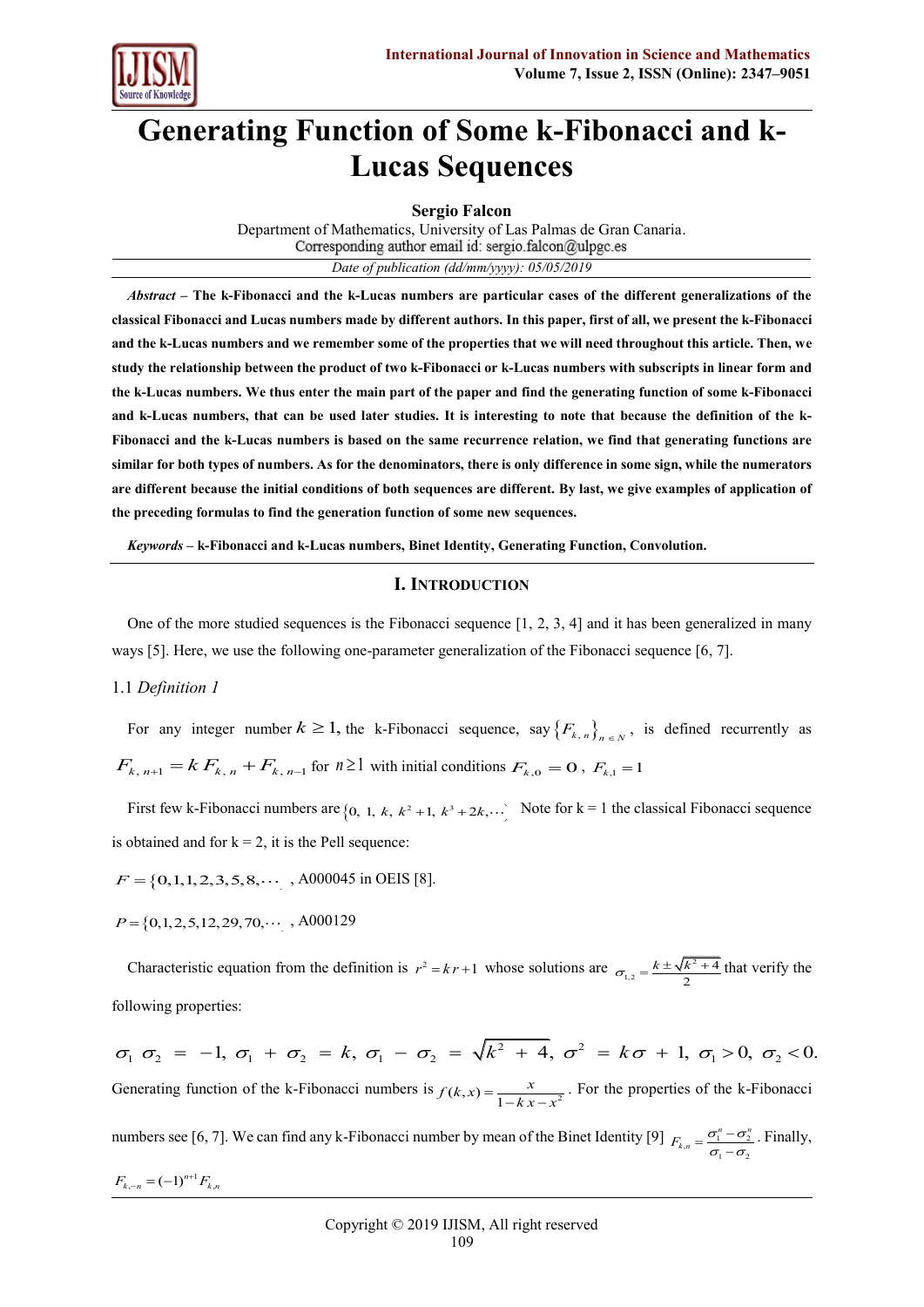# Generating Function of Some k-Fibonacci and k-Lucas Sequences

**Sergio Falcon**

Department of Mathematics, University of Las Palmas de Gran Canaria.
Corresponding author email id: sergio.falcon@ulpgc.es

*Date of publication (dd/mm/yyyy): 05/05/2019*

***Abstract*** **– The k-Fibonacci and the k-Lucas numbers are particular cases of the different generalizations of the classical Fibonacci and Lucas numbers made by different authors. In this paper, first of all, we present the k-Fibonacci and the k-Lucas numbers and we remember some of the properties that we will need throughout this article. Then, we study the relationship between the product of two k-Fibonacci or k-Lucas numbers with subscripts in linear form and the k-Lucas numbers. We thus enter the main part of the paper and find the generating function of some k-Fibonacci and k-Lucas numbers, that can be used later studies. It is interesting to note that because the definition of the k-Fibonacci and the k-Lucas numbers is based on the same recurrence relation, we find that generating functions are similar for both types of numbers. As for the denominators, there is only difference in some sign, while the numerators are different because the initial conditions of both sequences are different. By last, we give examples of application of the preceding formulas to find the generation function of some new sequences.**

***Keywords*** **– k-Fibonacci and k-Lucas numbers, Binet Identity, Generating Function, Convolution.**

## I. Introduction

One of the more studied sequences is the Fibonacci sequence [1, 2, 3, 4] and it has been generalized in many ways [5]. Here, we use the following one-parameter generalization of the Fibonacci sequence [6, 7].

### 1.1 *Definition 1*

For any integer number $k \geq 1$, the k-Fibonacci sequence, say $\{F_{k,n}\}_{n \in N}$, is defined recurrently as $F_{k,n+1} = k F_{k,n} + F_{k,n-1}$ for $n \geq 1$ with initial conditions $F_{k,0} = 0$, $F_{k,1} = 1$

First few k-Fibonacci numbers are $\{0,\ 1,\ k,\ k^2+1,\ k^3+2k, \cdots\}$ Note for k = 1 the classical Fibonacci sequence is obtained and for k = 2, it is the Pell sequence:

$F = \{0, 1, 1, 2, 3, 5, 8, \cdots\}$, A000045 in OEIS [8].

$P = \{0, 1, 2, 5, 12, 29, 70, \cdots\}$, A000129

Characteristic equation from the definition is $r^2 = kr + 1$ whose solutions are $\sigma_{1,2} = \frac{k \pm \sqrt{k^2+4}}{2}$ that verify the following properties:

$$\sigma_1\,\sigma_2 = -1,\ \sigma_1 + \sigma_2 = k,\ \sigma_1 - \sigma_2 = \sqrt{k^2+4},\ \sigma^2 = k\sigma + 1,\ \sigma_1 > 0,\ \sigma_2 < 0.$$

Generating function of the k-Fibonacci numbers is $f(k,x) = \frac{x}{1 - kx - x^2}$. For the properties of the k-Fibonacci numbers see [6, 7]. We can find any k-Fibonacci number by mean of the Binet Identity [9] $F_{k,n} = \frac{\sigma_1^n - \sigma_2^n}{\sigma_1 - \sigma_2}$. Finally, $F_{k,-n} = (-1)^{n+1} F_{k,n}$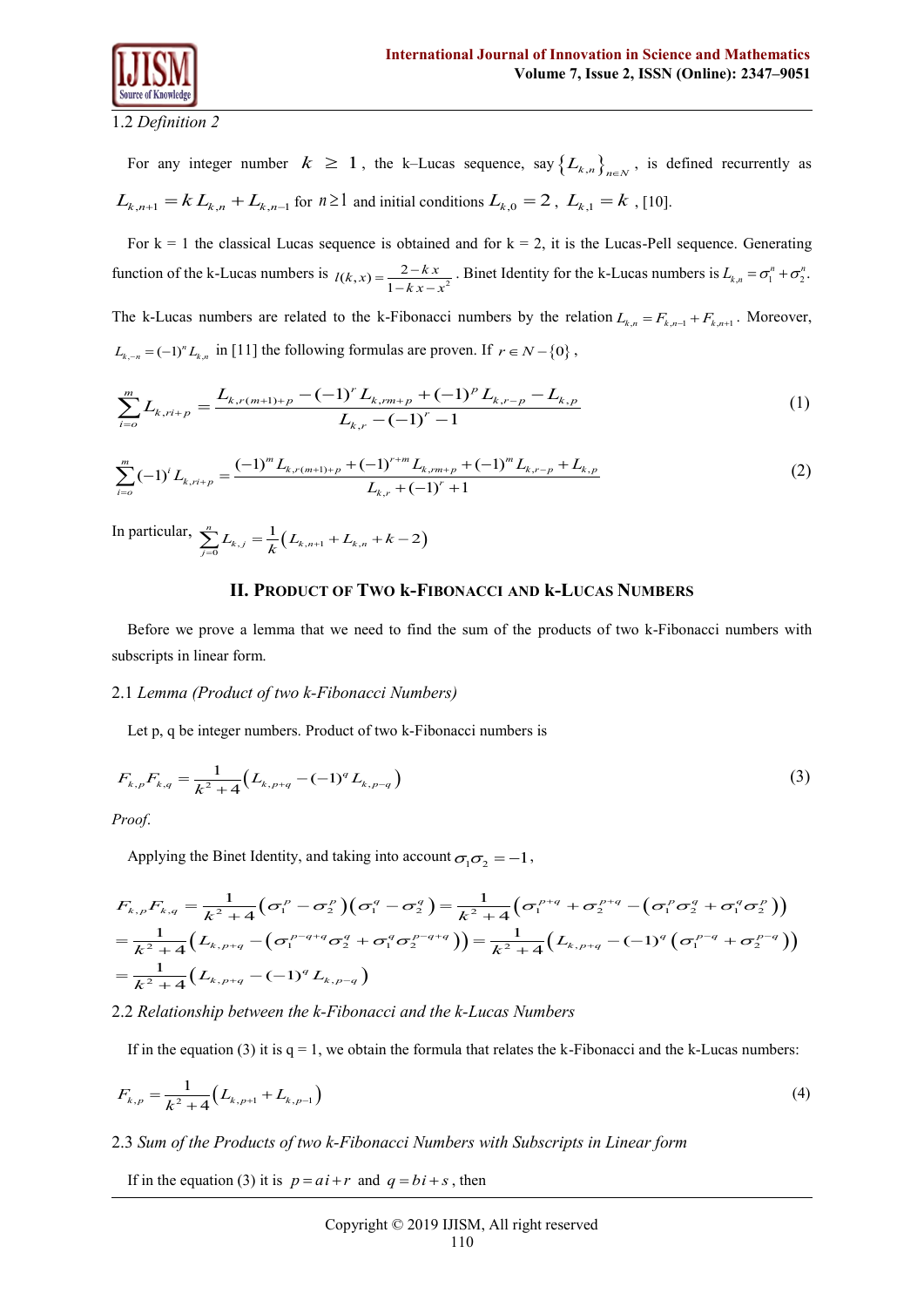1.2 *Definition 2*

For any integer number $k \geq 1$, the k–Lucas sequence, say $\{L_{k,n}\}_{n\in N}$, is defined recurrently as $L_{k,n+1} = k\,L_{k,n} + L_{k,n-1}$ for $n \geq 1$ and initial conditions $L_{k,0} = 2$, $L_{k,1} = k$, [10].

For k = 1 the classical Lucas sequence is obtained and for k = 2, it is the Lucas-Pell sequence. Generating function of the k-Lucas numbers is $l(k,x) = \frac{2-kx}{1-kx-x^2}$. Binet Identity for the k-Lucas numbers is $L_{k,n} = \sigma_1^n + \sigma_2^n$.

The k-Lucas numbers are related to the k-Fibonacci numbers by the relation $L_{k,n} = F_{k,n-1} + F_{k,n+1}$. Moreover, $L_{k,-n} = (-1)^n L_{k,n}$ in [11] the following formulas are proven. If $r \in N - \{0\}$,

$$\sum_{i=o}^{m} L_{k,ri+p} = \frac{L_{k,r(m+1)+p} - (-1)^r L_{k,rm+p} + (-1)^p L_{k,r-p} - L_{k,p}}{L_{k,r} - (-1)^r - 1} \tag{1}$$

$$\sum_{i=o}^{m} (-1)^i L_{k,ri+p} = \frac{(-1)^m L_{k,r(m+1)+p} + (-1)^{r+m} L_{k,rm+p} + (-1)^m L_{k,r-p} + L_{k,p}}{L_{k,r} + (-1)^r + 1} \tag{2}$$

In particular, $\sum_{j=0}^{n} L_{k,j} = \frac{1}{k}\left(L_{k,n+1} + L_{k,n} + k - 2\right)$

## II. Product of Two k-Fibonacci and k-Lucas Numbers

Before we prove a lemma that we need to find the sum of the products of two k-Fibonacci numbers with subscripts in linear form.

2.1 *Lemma (Product of two k-Fibonacci Numbers)*

Let p, q be integer numbers. Product of two k-Fibonacci numbers is

$$F_{k,p}F_{k,q} = \frac{1}{k^2+4}\left(L_{k,p+q} - (-1)^q L_{k,p-q}\right) \tag{3}$$

*Proof.*

Applying the Binet Identity, and taking into account $\sigma_1\sigma_2 = -1$,

$$\begin{aligned}
F_{k,p}F_{k,q} &= \frac{1}{k^2+4}\left(\sigma_1^p - \sigma_2^p\right)\left(\sigma_1^q - \sigma_2^q\right) = \frac{1}{k^2+4}\left(\sigma_1^{p+q} + \sigma_2^{p+q} - \left(\sigma_1^p\sigma_2^q + \sigma_1^q\sigma_2^p\right)\right) \\
&= \frac{1}{k^2+4}\left(L_{k,p+q} - \left(\sigma_1^{p-q+q}\sigma_2^q + \sigma_1^q\sigma_2^{p-q+q}\right)\right) = \frac{1}{k^2+4}\left(L_{k,p+q} - (-1)^q\left(\sigma_1^{p-q} + \sigma_2^{p-q}\right)\right) \\
&= \frac{1}{k^2+4}\left(L_{k,p+q} - (-1)^q L_{k,p-q}\right)
\end{aligned}$$

2.2 *Relationship between the k-Fibonacci and the k-Lucas Numbers*

If in the equation (3) it is q = 1, we obtain the formula that relates the k-Fibonacci and the k-Lucas numbers:

$$F_{k,p} = \frac{1}{k^2+4}\left(L_{k,p+1} + L_{k,p-1}\right) \tag{4}$$

2.3 *Sum of the Products of two k-Fibonacci Numbers with Subscripts in Linear form*

If in the equation (3) it is $p = ai + r$ and $q = bi + s$, then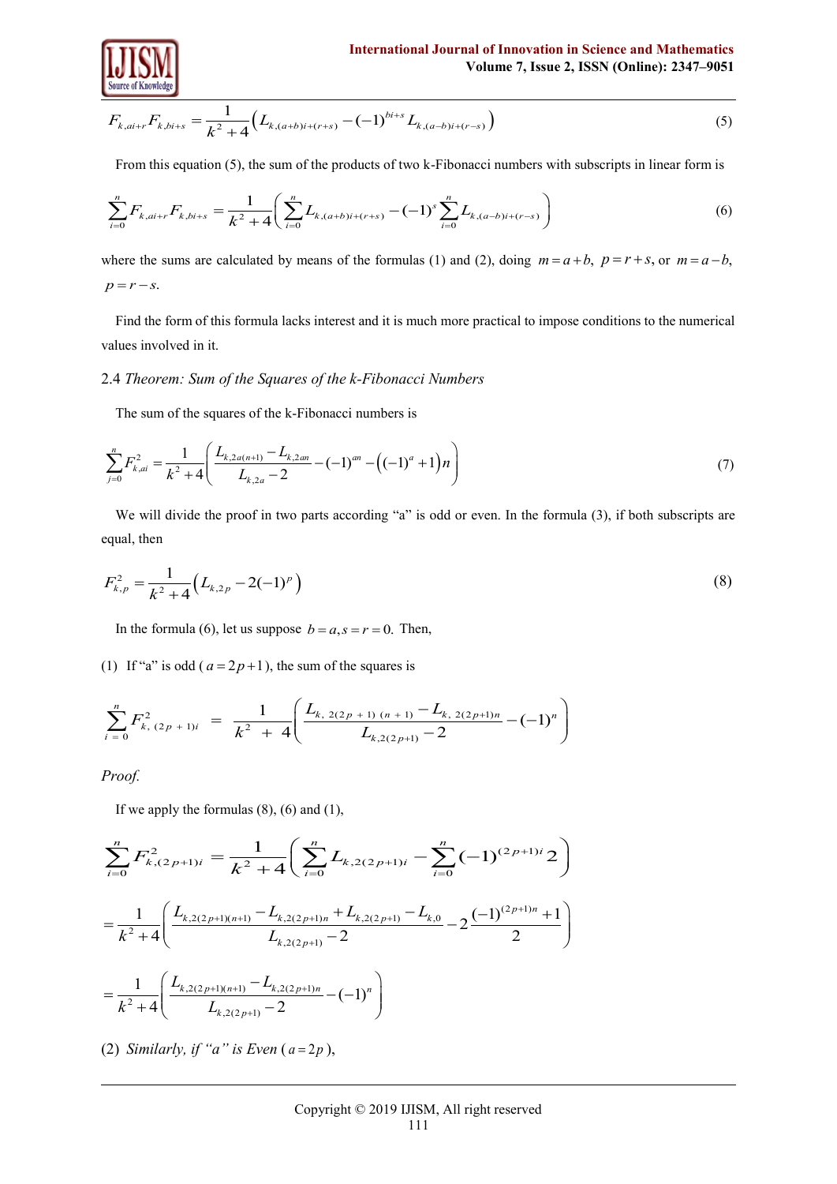$$F_{k,ai+r}F_{k,bi+s}=\frac{1}{k^2+4}\left(L_{k,(a+b)i+(r+s)}-(-1)^{bi+s}L_{k,(a-b)i+(r-s)}\right) \tag{5}$$

From this equation (5), the sum of the products of two k-Fibonacci numbers with subscripts in linear form is

$$\sum_{i=0}^{n}F_{k,ai+r}F_{k,bi+s}=\frac{1}{k^2+4}\left(\sum_{i=0}^{n}L_{k,(a+b)i+(r+s)}-(-1)^{s}\sum_{i=0}^{n}L_{k,(a-b)i+(r-s)}\right) \tag{6}$$

where the sums are calculated by means of the formulas (1) and (2), doing $m=a+b,\ p=r+s$, or $m=a-b$, $p=r-s$.

Find the form of this formula lacks interest and it is much more practical to impose conditions to the numerical values involved in it.

### 2.4 *Theorem: Sum of the Squares of the k-Fibonacci Numbers*

The sum of the squares of the k-Fibonacci numbers is

$$\sum_{j=0}^{n}F_{k,ai}^2=\frac{1}{k^2+4}\left(\frac{L_{k,2a(n+1)}-L_{k,2an}}{L_{k,2a}-2}-(-1)^{an}-\left((-1)^a+1\right)n\right) \tag{7}$$

We will divide the proof in two parts according "a" is odd or even. In the formula (3), if both subscripts are equal, then

$$F_{k,p}^2=\frac{1}{k^2+4}\left(L_{k,2p}-2(-1)^p\right) \tag{8}$$

In the formula (6), let us suppose $b=a, s=r=0.$ Then,

(1) If "a" is odd ($a=2p+1$), the sum of the squares is

$$\sum_{i=0}^{n}F_{k,(2p+1)i}^2=\frac{1}{k^2+4}\left(\frac{L_{k,2(2p+1)(n+1)}-L_{k,2(2p+1)n}}{L_{k,2(2p+1)}-2}-(-1)^n\right)$$

*Proof.*

If we apply the formulas (8), (6) and (1),

$$\sum_{i=0}^{n}F_{k,(2p+1)i}^2=\frac{1}{k^2+4}\left(\sum_{i=0}^{n}L_{k,2(2p+1)i}-\sum_{i=0}^{n}(-1)^{(2p+1)i}2\right)$$

$$=\frac{1}{k^2+4}\left(\frac{L_{k,2(2p+1)(n+1)}-L_{k,2(2p+1)n}+L_{k,2(2p+1)}-L_{k,0}}{L_{k,2(2p+1)}-2}-2\frac{(-1)^{(2p+1)n}+1}{2}\right)$$

$$=\frac{1}{k^2+4}\left(\frac{L_{k,2(2p+1)(n+1)}-L_{k,2(2p+1)n}}{L_{k,2(2p+1)}-2}-(-1)^n\right)$$

(2) *Similarly, if "a" is Even* ($a=2p$),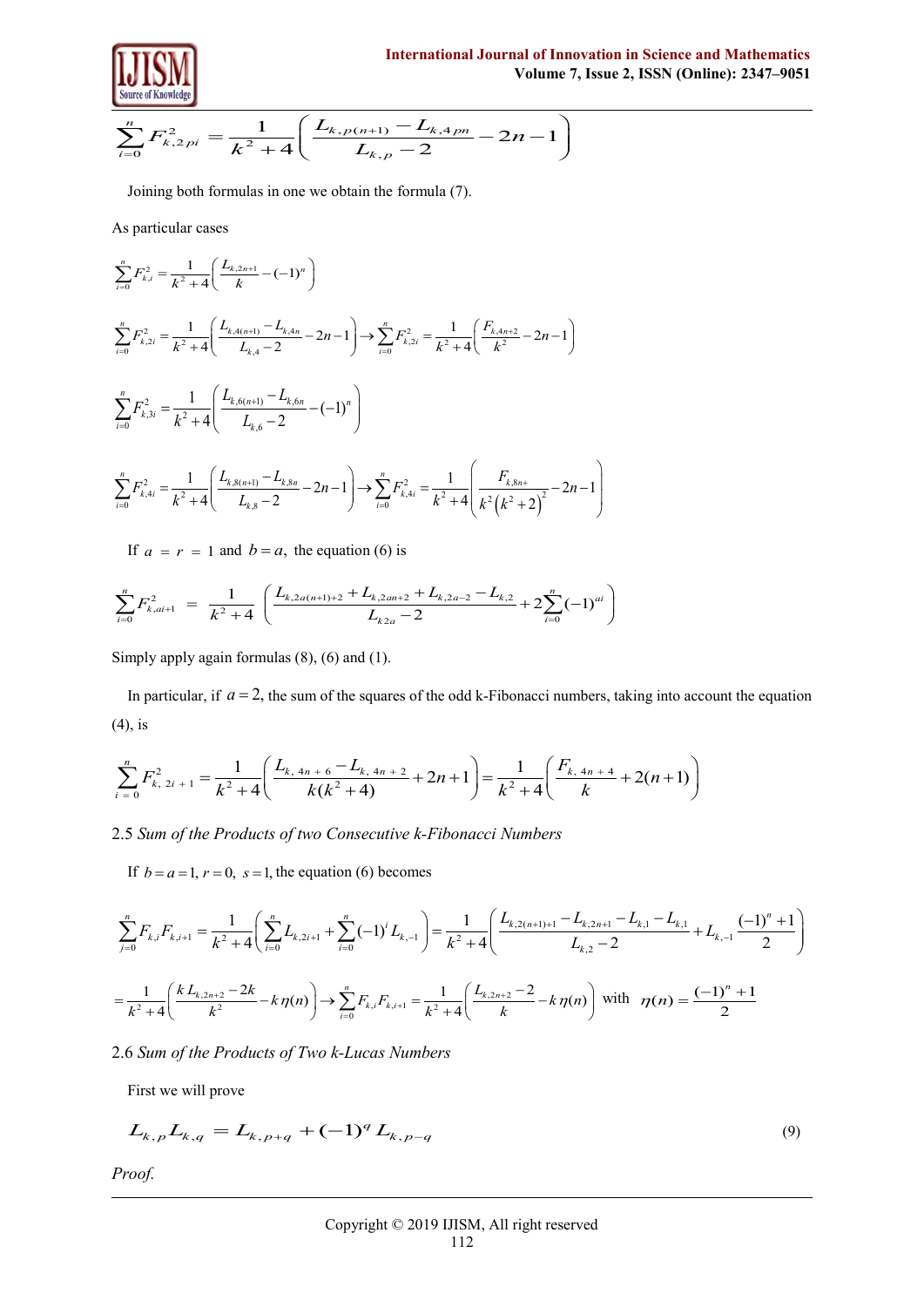$$\sum_{i=0}^{n} F_{k,2pi}^2 = \frac{1}{k^2+4}\left(\frac{L_{k,p(n+1)} - L_{k,4pn}}{L_{k,p}-2} - 2n - 1\right)$$

Joining both formulas in one we obtain the formula (7).

As particular cases

$$\sum_{i=0}^{n} F_{k,i}^2 = \frac{1}{k^2+4}\left(\frac{L_{k,2n+1}}{k} - (-1)^n\right)$$

$$\sum_{i=0}^{n} F_{k,2i}^2 = \frac{1}{k^2+4}\left(\frac{L_{k,4(n+1)} - L_{k,4n}}{L_{k,4}-2} - 2n - 1\right) \rightarrow \sum_{i=0}^{n} F_{k,2i}^2 = \frac{1}{k^2+4}\left(\frac{F_{k,4n+2}}{k^2} - 2n - 1\right)$$

$$\sum_{i=0}^{n} F_{k,3i}^2 = \frac{1}{k^2+4}\left(\frac{L_{k,6(n+1)} - L_{k,6n}}{L_{k,6}-2} - (-1)^n\right)$$

$$\sum_{i=0}^{n} F_{k,4i}^2 = \frac{1}{k^2+4}\left(\frac{L_{k,8(n+1)} - L_{k,8n}}{L_{k,8}-2} - 2n - 1\right) \rightarrow \sum_{i=0}^{n} F_{k,4i}^2 = \frac{1}{k^2+4}\left(\frac{F_{k,8n+}}{k^2\left(k^2+2\right)^2} - 2n - 1\right)$$

If $a = r = 1$ and $b = a$, the equation (6) is

$$\sum_{i=0}^{n} F_{k,ai+1}^2 = \frac{1}{k^2+4}\left(\frac{L_{k,2a(n+1)+2} + L_{k,2an+2} + L_{k,2a-2} - L_{k,2}}{L_{k2a}-2} + 2\sum_{i=0}^{n}(-1)^{ai}\right)$$

Simply apply again formulas (8), (6) and (1).

In particular, if $a = 2$, the sum of the squares of the odd k-Fibonacci numbers, taking into account the equation (4), is

$$\sum_{i=0}^{n} F_{k,\,2i+1}^2 = \frac{1}{k^2+4}\left(\frac{L_{k,\,4n+6} - L_{k,\,4n+2}}{k(k^2+4)} + 2n + 1\right) = \frac{1}{k^2+4}\left(\frac{F_{k,\,4n+4}}{k} + 2(n+1)\right)$$

2.5 *Sum of the Products of two Consecutive k-Fibonacci Numbers*

If $b = a = 1$, $r = 0$, $s = 1$, the equation (6) becomes

$$\sum_{j=0}^{n} F_{k,i}F_{k,i+1} = \frac{1}{k^2+4}\left(\sum_{i=0}^{n} L_{k,2i+1} + \sum_{i=0}^{n}(-1)^i L_{k,-1}\right) = \frac{1}{k^2+4}\left(\frac{L_{k,2(n+1)+1} - L_{k,2n+1} - L_{k,1} - L_{k,1}}{L_{k,2}-2} + L_{k,-1}\frac{(-1)^n+1}{2}\right)$$

$$= \frac{1}{k^2+4}\left(\frac{k\,L_{k,2n+2} - 2k}{k^2} - k\,\eta(n)\right) \rightarrow \sum_{i=0}^{n} F_{k,i}F_{k,i+1} = \frac{1}{k^2+4}\left(\frac{L_{k,2n+2}-2}{k} - k\,\eta(n)\right) \text{ with } \eta(n) = \frac{(-1)^n+1}{2}$$

2.6 *Sum of the Products of Two k-Lucas Numbers*

First we will prove

$$L_{k,p}L_{k,q} = L_{k,p+q} + (-1)^q L_{k,p-q} \tag{9}$$

*Proof.*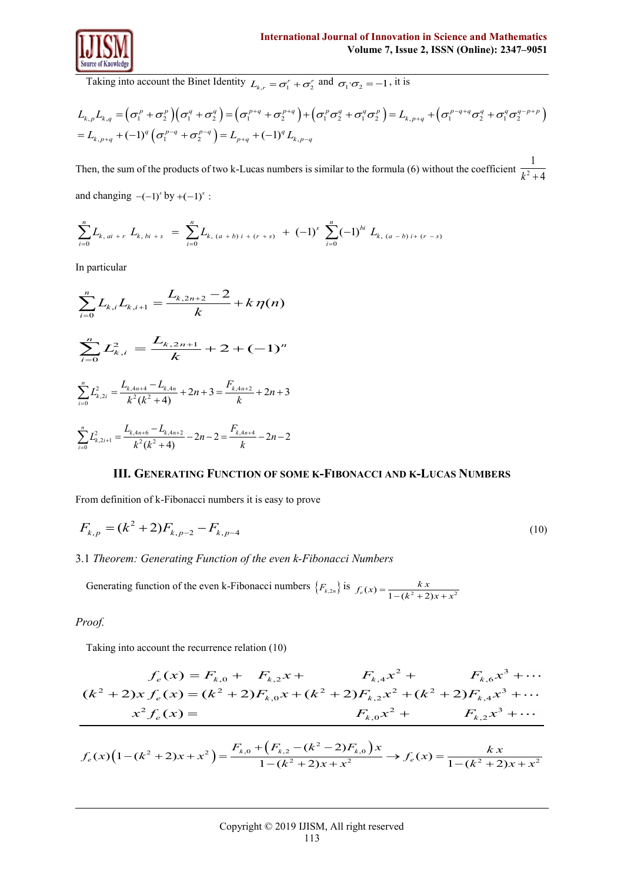Taking into account the Binet Identity $L_{k,r} = \sigma_1^r + \sigma_2^r$ and $\sigma_1 \cdot \sigma_2 = -1$, it is

$$L_{k,p}L_{k,q} = \left(\sigma_1^p + \sigma_2^p\right)\left(\sigma_1^q + \sigma_2^q\right) = \left(\sigma_1^{p+q} + \sigma_2^{p+q}\right) + \left(\sigma_1^p \sigma_2^q + \sigma_1^q \sigma_2^p\right) = L_{k,p+q} + \left(\sigma_1^{p-q+q}\sigma_2^q + \sigma_1^q \sigma_2^{q-p+p}\right)$$

$$= L_{k,p+q} + (-1)^q \left(\sigma_1^{p-q} + \sigma_2^{p-q}\right) = L_{p+q} + (-1)^q L_{k,p-q}$$

Then, the sum of the products of two k-Lucas numbers is similar to the formula (6) without the coefficient $\frac{1}{k^2+4}$ and changing $-(-1)^s$ by $+(-1)^s$:

$$\sum_{i=0}^{n} L_{k,\,ai+r}\, L_{k,\,bi+s} = \sum_{i=0}^{n} L_{k,\,(a+b)i+(r+s)} + (-1)^s \sum_{i=0}^{n} (-1)^{bi} L_{k,\,(a-b)i+(r-s)}$$

In particular

$$\sum_{i=0}^{n} L_{k,i} L_{k,i+1} = \frac{L_{k,2n+2} - 2}{k} + k\,\eta(n)$$

$$\sum_{i=0}^{n} L_{k,i}^2 = \frac{L_{k,2n+1}}{k} + 2 + (-1)^n$$

$$\sum_{i=0}^{n} L_{k,2i}^2 = \frac{L_{k,4n+4} - L_{k,4n}}{k^2(k^2+4)} + 2n + 3 = \frac{F_{k,4n+2}}{k} + 2n + 3$$

$$\sum_{i=0}^{n} L_{k,2i+1}^2 = \frac{L_{k,4n+6} - L_{k,4n+2}}{k^2(k^2+4)} - 2n - 2 = \frac{F_{k,4n+4}}{k} - 2n - 2$$

## III. Generating Function of some k-Fibonacci and k-Lucas Numbers

From definition of k-Fibonacci numbers it is easy to prove

$$F_{k,p} = (k^2+2)F_{k,p-2} - F_{k,p-4} \tag{10}$$

3.1 *Theorem: Generating Function of the even k-Fibonacci Numbers*

Generating function of the even k-Fibonacci numbers $\{F_{k,2n}\}$ is $f_e(x) = \frac{k\,x}{1-(k^2+2)x+x^2}$

*Proof.*

Taking into account the recurrence relation (10)

$$\begin{aligned}
f_e(x) &= F_{k,0} + F_{k,2}x + F_{k,4}x^2 + F_{k,6}x^3 + \cdots \\
(k^2+2)x\,f_e(x) &= (k^2+2)F_{k,0}x + (k^2+2)F_{k,2}x^2 + (k^2+2)F_{k,4}x^3 + \cdots \\
x^2 f_e(x) &= F_{k,0}x^2 + F_{k,2}x^3 + \cdots
\end{aligned}$$

$$f_e(x)\left(1-(k^2+2)x+x^2\right) = \frac{F_{k,0} + \left(F_{k,2} - (k^2-2)F_{k,0}\right)x}{1-(k^2+2)x+x^2} \rightarrow f_e(x) = \frac{k\,x}{1-(k^2+2)x+x^2}$$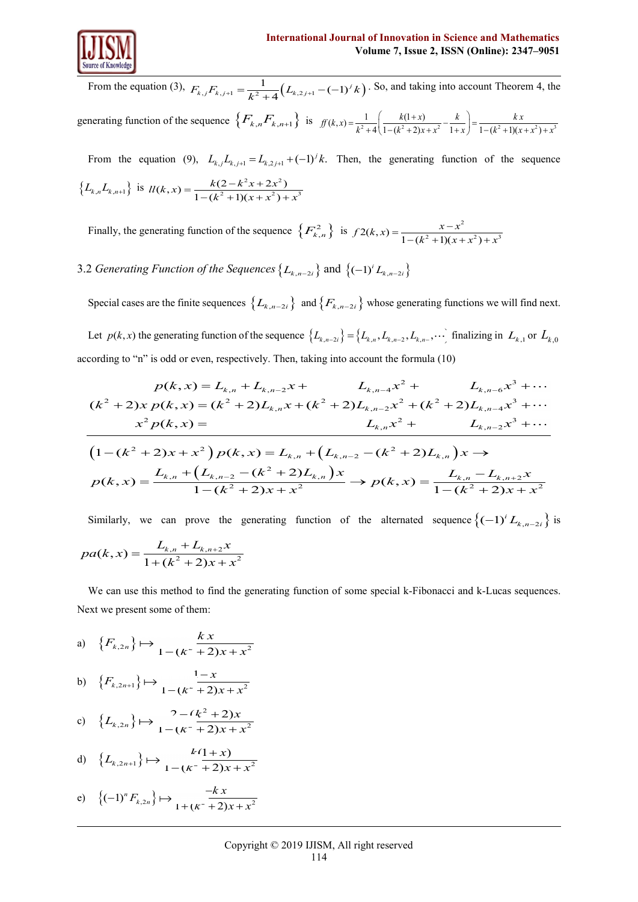From the equation (3), $F_{k,j}F_{k,j+1} = \frac{1}{k^2+4}\left(L_{k,2j+1} - (-1)^j k\right)$. So, and taking into account Theorem 4, the generating function of the sequence $\{F_{k,n}F_{k,n+1}\}$ is $ff(k,x) = \frac{1}{k^2+4}\left(\frac{k(1+x)}{1-(k^2+2)x+x^2} - \frac{k}{1+x}\right) = \frac{kx}{1-(k^2+1)(x+x^2)+x^3}$

From the equation (9), $L_{k,j}L_{k,j+1} = L_{k,2j+1} + (-1)^j k$. Then, the generating function of the sequence $\{L_{k,n}L_{k,n+1}\}$ is $ll(k,x) = \frac{k(2-k^2x+2x^2)}{1-(k^2+1)(x+x^2)+x^3}$

Finally, the generating function of the sequence $\{F_{k,n}^2\}$ is $f2(k,x) = \frac{x-x^2}{1-(k^2+1)(x+x^2)+x^3}$

3.2 *Generating Function of the Sequences* $\{L_{k,n-2i}\}$ and $\{(-1)^i L_{k,n-2i}\}$

Special cases are the finite sequences $\{L_{k,n-2i}\}$ and $\{F_{k,n-2i}\}$ whose generating functions we will find next.

Let $p(k,x)$ the generating function of the sequence $\{L_{k,n-2i}\} = \{L_{k,n}, L_{k,n-2}, L_{k,n-}, \cdots\}$ finalizing in $L_{k,1}$ or $L_{k,0}$ according to "n" is odd or even, respectively. Then, taking into account the formula (10)

$$
\begin{aligned}
p(k,x) &= L_{k,n} + L_{k,n-2}x + L_{k,n-4}x^2 + L_{k,n-6}x^3 + \cdots \\
(k^2+2)x\,p(k,x) &= (k^2+2)L_{k,n}x + (k^2+2)L_{k,n-2}x^2 + (k^2+2)L_{k,n-4}x^3 + \cdots \\
x^2 p(k,x) &= L_{k,n}x^2 + L_{k,n-2}x^3 + \cdots
\end{aligned}
$$

$$
\left(1-(k^2+2)x+x^2\right)p(k,x) = L_{k,n} + \left(L_{k,n-2} - (k^2+2)L_{k,n}\right)x \rightarrow
$$

$$
p(k,x) = \frac{L_{k,n} + \left(L_{k,n-2} - (k^2+2)L_{k,n}\right)x}{1-(k^2+2)x+x^2} \rightarrow p(k,x) = \frac{L_{k,n} - L_{k,n+2}x}{1-(k^2+2)x+x^2}
$$

Similarly, we can prove the generating function of the alternated sequence $\{(-1)^i L_{k,n-2i}\}$ is

$$
pa(k,x) = \frac{L_{k,n} + L_{k,n+2}x}{1+(k^2+2)x+x^2}
$$

We can use this method to find the generating function of some special k-Fibonacci and k-Lucas sequences. Next we present some of them:

a) $\{F_{k,2n}\} \mapsto \frac{kx}{1-(k^2+2)x+x^2}$

b) $\{F_{k,2n+1}\} \mapsto \frac{1-x}{1-(k^2+2)x+x^2}$

c) $\{L_{k,2n}\} \mapsto \frac{2-(k^2+2)x}{1-(k^2+2)x+x^2}$

d) $\{L_{k,2n+1}\} \mapsto \frac{k(1+x)}{1-(k^2+2)x+x^2}$

e) $\{(-1)^n F_{k,2n}\} \mapsto \frac{-kx}{1+(k^2+2)x+x^2}$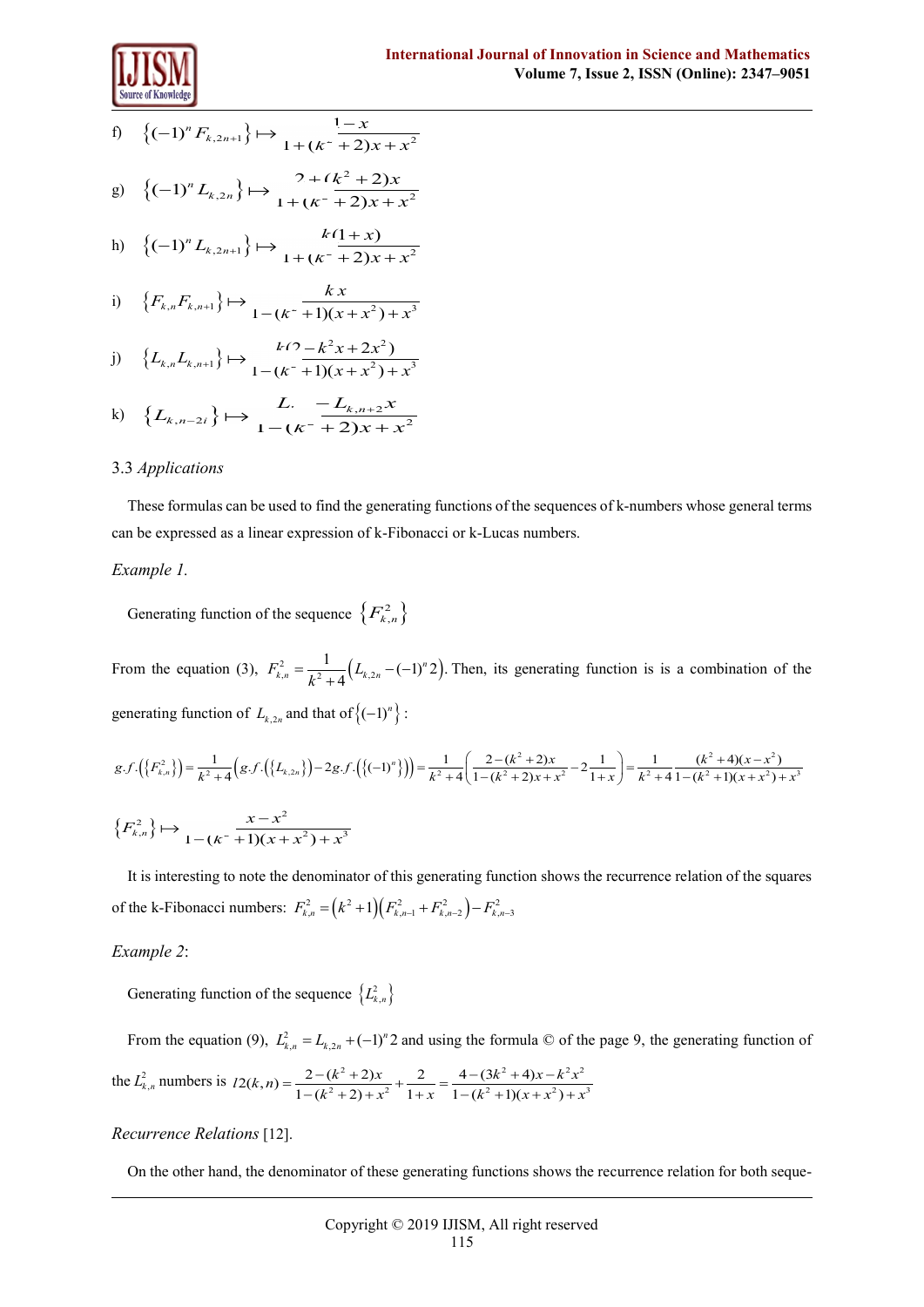f) $\left\{(-1)^n F_{k,2n+1}\right\} \mapsto \dfrac{1-x}{1+(k^2+2)x+x^2}$

g) $\left\{(-1)^n L_{k,2n}\right\} \mapsto \dfrac{2+(k^2+2)x}{1+(k^2+2)x+x^2}$

h) $\left\{(-1)^n L_{k,2n+1}\right\} \mapsto \dfrac{k(1+x)}{1+(k^2+2)x+x^2}$

i) $\left\{F_{k,n}F_{k,n+1}\right\} \mapsto \dfrac{kx}{1-(k^2+1)(x+x^2)+x^3}$

j) $\left\{L_{k,n}L_{k,n+1}\right\} \mapsto \dfrac{k(2-k^2x+2x^2)}{1-(k^2+1)(x+x^2)+x^3}$

k) $\left\{L_{k,n-2i}\right\} \mapsto \dfrac{L_{k,n} - L_{k,n+2}x}{1-(k^2+2)x+x^2}$

### 3.3 *Applications*

These formulas can be used to find the generating functions of the sequences of k-numbers whose general terms can be expressed as a linear expression of k-Fibonacci or k-Lucas numbers.

*Example 1.*

Generating function of the sequence $\left\{F_{k,n}^2\right\}$

From the equation (3), $F_{k,n}^2 = \dfrac{1}{k^2+4}\left(L_{k,2n} - (-1)^n 2\right)$. Then, its generating function is is a combination of the generating function of $L_{k,2n}$ and that of $\left\{(-1)^n\right\}$:

$$g.f.\left(\left\{F_{k,n}^2\right\}\right) = \frac{1}{k^2+4}\left(g.f.\left(\left\{L_{k,2n}\right\}\right) - 2g.f.\left(\left\{(-1)^n\right\}\right)\right) = \frac{1}{k^2+4}\left(\frac{2-(k^2+2)x}{1-(k^2+2)x+x^2} - 2\frac{1}{1+x}\right) = \frac{1}{k^2+4}\frac{(k^2+4)(x-x^2)}{1-(k^2+1)(x+x^2)+x^3}$$

$$\left\{F_{k,n}^2\right\} \mapsto \frac{x-x^2}{1-(k^2+1)(x+x^2)+x^3}$$

It is interesting to note the denominator of this generating function shows the recurrence relation of the squares of the k-Fibonacci numbers: $F_{k,n}^2 = \left(k^2+1\right)\left(F_{k,n-1}^2 + F_{k,n-2}^2\right) - F_{k,n-3}^2$

*Example 2*:

Generating function of the sequence $\left\{L_{k,n}^2\right\}$

From the equation (9), $L_{k,n}^2 = L_{k,2n} + (-1)^n 2$ and using the formula © of the page 9, the generating function of the $L_{k,n}^2$ numbers is $l2(k,n) = \dfrac{2-(k^2+2)x}{1-(k^2+2)+x^2} + \dfrac{2}{1+x} = \dfrac{4-(3k^2+4)x-k^2x^2}{1-(k^2+1)(x+x^2)+x^3}$

*Recurrence Relations* [12].

On the other hand, the denominator of these generating functions shows the recurrence relation for both seque-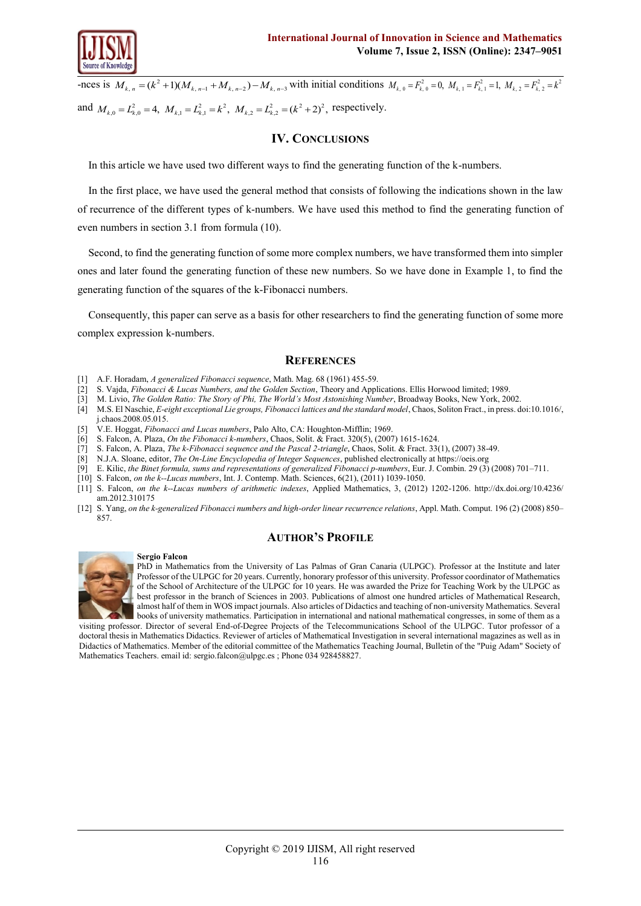-nces is $M_{k,n} = (k^2+1)(M_{k,n-1} + M_{k,n-2}) - M_{k,n-3}$ with initial conditions $M_{k,0} = F_{k,0}^2 = 0,\ M_{k,1} = F_{k,1}^2 = 1,\ M_{k,2} = F_{k,2}^2 = k^2$ and $M_{k,0} = L_{k,0}^2 = 4,\ M_{k,1} = L_{k,1}^2 = k^2,\ M_{k,2} = L_{k,2}^2 = (k^2+2)^2$, respectively.

## IV. Conclusions

In this article we have used two different ways to find the generating function of the k-numbers.

In the first place, we have used the general method that consists of following the indications shown in the law of recurrence of the different types of k-numbers. We have used this method to find the generating function of even numbers in section 3.1 from formula (10).

Second, to find the generating function of some more complex numbers, we have transformed them into simpler ones and later found the generating function of these new numbers. So we have done in Example 1, to find the generating function of the squares of the k-Fibonacci numbers.

Consequently, this paper can serve as a basis for other researchers to find the generating function of some more complex expression k-numbers.

## References

[1] A.F. Horadam, *A generalized Fibonacci sequence*, Math. Mag. 68 (1961) 455-59.
[2] S. Vajda, *Fibonacci & Lucas Numbers, and the Golden Section*, Theory and Applications. Ellis Horwood limited; 1989.
[3] M. Livio, *The Golden Ratio: The Story of Phi, The World's Most Astonishing Number*, Broadway Books, New York, 2002.
[4] M.S. El Naschie, *E-eight exceptional Lie groups, Fibonacci lattices and the standard model*, Chaos, Soliton Fract., in press. doi:10.1016/j.chaos.2008.05.015.
[5] V.E. Hoggat, *Fibonacci and Lucas numbers*, Palo Alto, CA: Houghton-Mifflin; 1969.
[6] S. Falcon, A. Plaza, *On the Fibonacci k-numbers*, Chaos, Solit. & Fract. 320(5), (2007) 1615-1624.
[7] S. Falcon, A. Plaza, *The k-Fibonacci sequence and the Pascal 2-triangle*, Chaos, Solit. & Fract. 33(1), (2007) 38-49.
[8] N.J.A. Sloane, editor, *The On-Line Encyclopedia of Integer Sequences*, published electronically at https://oeis.org
[9] E. Kilic, *the Binet formula, sums and representations of generalized Fibonacci p-numbers*, Eur. J. Combin. 29 (3) (2008) 701–711.
[10] S. Falcon, *on the k--Lucas numbers*, Int. J. Contemp. Math. Sciences, 6(21), (2011) 1039-1050.
[11] S. Falcon, *on the k--Lucas numbers of arithmetic indexes*, Applied Mathematics, 3, (2012) 1202-1206. http://dx.doi.org/10.4236/am.2012.310175
[12] S. Yang, *on the k-generalized Fibonacci numbers and high-order linear recurrence relations*, Appl. Math. Comput. 196 (2) (2008) 850–857.

## Author's Profile

**Sergio Falcon**
PhD in Mathematics from the University of Las Palmas of Gran Canaria (ULPGC). Professor at the Institute and later Professor of the ULPGC for 20 years. Currently, honorary professor of this university. Professor coordinator of Mathematics of the School of Architecture of the ULPGC for 10 years. He was awarded the Prize for Teaching Work by the ULPGC as best professor in the branch of Sciences in 2003. Publications of almost one hundred articles of Mathematical Research, almost half of them in WOS impact journals. Also articles of Didactics and teaching of non-university Mathematics. Several books of university mathematics. Participation in international and national mathematical congresses, in some of them as a visiting professor. Director of several End-of-Degree Projects of the Telecommunications School of the ULPGC. Tutor professor of a doctoral thesis in Mathematics Didactics. Reviewer of articles of Mathematical Investigation in several international magazines as well as in Didactics of Mathematics. Member of the editorial committee of the Mathematics Teaching Journal, Bulletin of the "Puig Adam" Society of Mathematics Teachers. email id: sergio.falcon@ulpgc.es ; Phone 034 928458827.